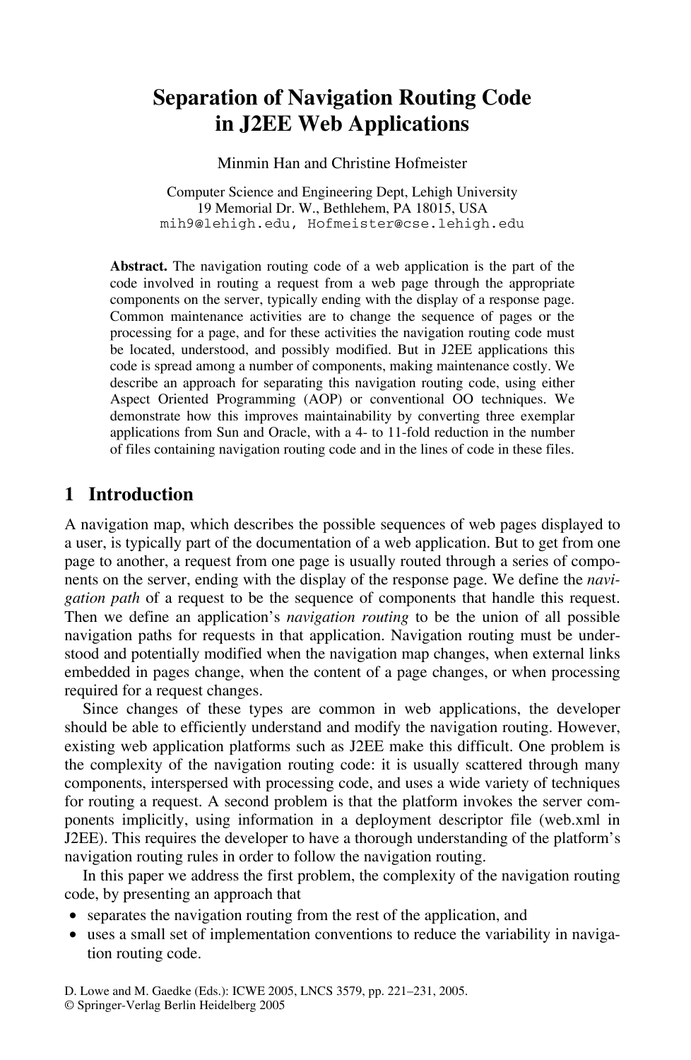# Separation of Navigation Routing Code in J2EE Web Applications

Minmin Han and Christine Hofmeister

Computer Science and Engineering Dept, Lehigh University
19 Memorial Dr. W., Bethlehem, PA 18015, USA
mih9@lehigh.edu, Hofmeister@cse.lehigh.edu

**Abstract.** The navigation routing code of a web application is the part of the code involved in routing a request from a web page through the appropriate components on the server, typically ending with the display of a response page. Common maintenance activities are to change the sequence of pages or the processing for a page, and for these activities the navigation routing code must be located, understood, and possibly modified. But in J2EE applications this code is spread among a number of components, making maintenance costly. We describe an approach for separating this navigation routing code, using either Aspect Oriented Programming (AOP) or conventional OO techniques. We demonstrate how this improves maintainability by converting three exemplar applications from Sun and Oracle, with a 4- to 11-fold reduction in the number of files containing navigation routing code and in the lines of code in these files.

## 1 Introduction

A navigation map, which describes the possible sequences of web pages displayed to a user, is typically part of the documentation of a web application. But to get from one page to another, a request from one page is usually routed through a series of components on the server, ending with the display of the response page. We define the *navigation path* of a request to be the sequence of components that handle this request. Then we define an application's *navigation routing* to be the union of all possible navigation paths for requests in that application. Navigation routing must be understood and potentially modified when the navigation map changes, when external links embedded in pages change, when the content of a page changes, or when processing required for a request changes.

Since changes of these types are common in web applications, the developer should be able to efficiently understand and modify the navigation routing. However, existing web application platforms such as J2EE make this difficult. One problem is the complexity of the navigation routing code: it is usually scattered through many components, interspersed with processing code, and uses a wide variety of techniques for routing a request. A second problem is that the platform invokes the server components implicitly, using information in a deployment descriptor file (web.xml in J2EE). This requires the developer to have a thorough understanding of the platform's navigation routing rules in order to follow the navigation routing.

In this paper we address the first problem, the complexity of the navigation routing code, by presenting an approach that

- separates the navigation routing from the rest of the application, and
- uses a small set of implementation conventions to reduce the variability in navigation routing code.

D. Lowe and M. Gaedke (Eds.): ICWE 2005, LNCS 3579, pp. 221–231, 2005.
© Springer-Verlag Berlin Heidelberg 2005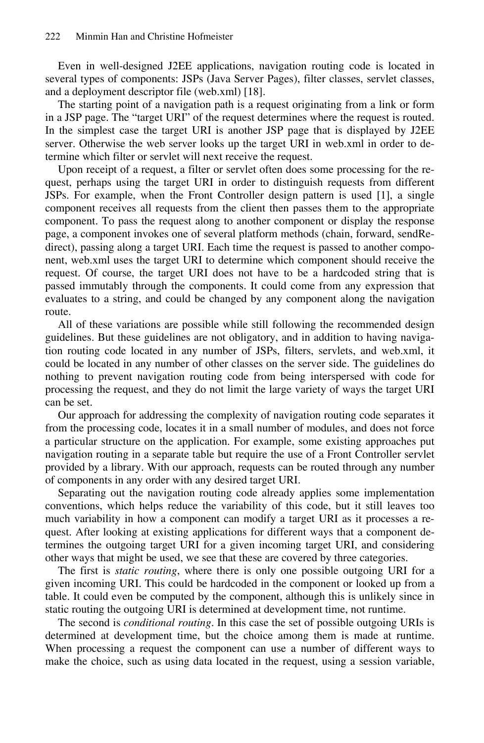Even in well-designed J2EE applications, navigation routing code is located in several types of components: JSPs (Java Server Pages), filter classes, servlet classes, and a deployment descriptor file (web.xml) [18].

The starting point of a navigation path is a request originating from a link or form in a JSP page. The "target URI" of the request determines where the request is routed. In the simplest case the target URI is another JSP page that is displayed by J2EE server. Otherwise the web server looks up the target URI in web.xml in order to determine which filter or servlet will next receive the request.

Upon receipt of a request, a filter or servlet often does some processing for the request, perhaps using the target URI in order to distinguish requests from different JSPs. For example, when the Front Controller design pattern is used [1], a single component receives all requests from the client then passes them to the appropriate component. To pass the request along to another component or display the response page, a component invokes one of several platform methods (chain, forward, sendRedirect), passing along a target URI. Each time the request is passed to another component, web.xml uses the target URI to determine which component should receive the request. Of course, the target URI does not have to be a hardcoded string that is passed immutably through the components. It could come from any expression that evaluates to a string, and could be changed by any component along the navigation route.

All of these variations are possible while still following the recommended design guidelines. But these guidelines are not obligatory, and in addition to having navigation routing code located in any number of JSPs, filters, servlets, and web.xml, it could be located in any number of other classes on the server side. The guidelines do nothing to prevent navigation routing code from being interspersed with code for processing the request, and they do not limit the large variety of ways the target URI can be set.

Our approach for addressing the complexity of navigation routing code separates it from the processing code, locates it in a small number of modules, and does not force a particular structure on the application. For example, some existing approaches put navigation routing in a separate table but require the use of a Front Controller servlet provided by a library. With our approach, requests can be routed through any number of components in any order with any desired target URI.

Separating out the navigation routing code already applies some implementation conventions, which helps reduce the variability of this code, but it still leaves too much variability in how a component can modify a target URI as it processes a request. After looking at existing applications for different ways that a component determines the outgoing target URI for a given incoming target URI, and considering other ways that might be used, we see that these are covered by three categories.

The first is *static routing*, where there is only one possible outgoing URI for a given incoming URI. This could be hardcoded in the component or looked up from a table. It could even be computed by the component, although this is unlikely since in static routing the outgoing URI is determined at development time, not runtime.

The second is *conditional routing*. In this case the set of possible outgoing URIs is determined at development time, but the choice among them is made at runtime. When processing a request the component can use a number of different ways to make the choice, such as using data located in the request, using a session variable,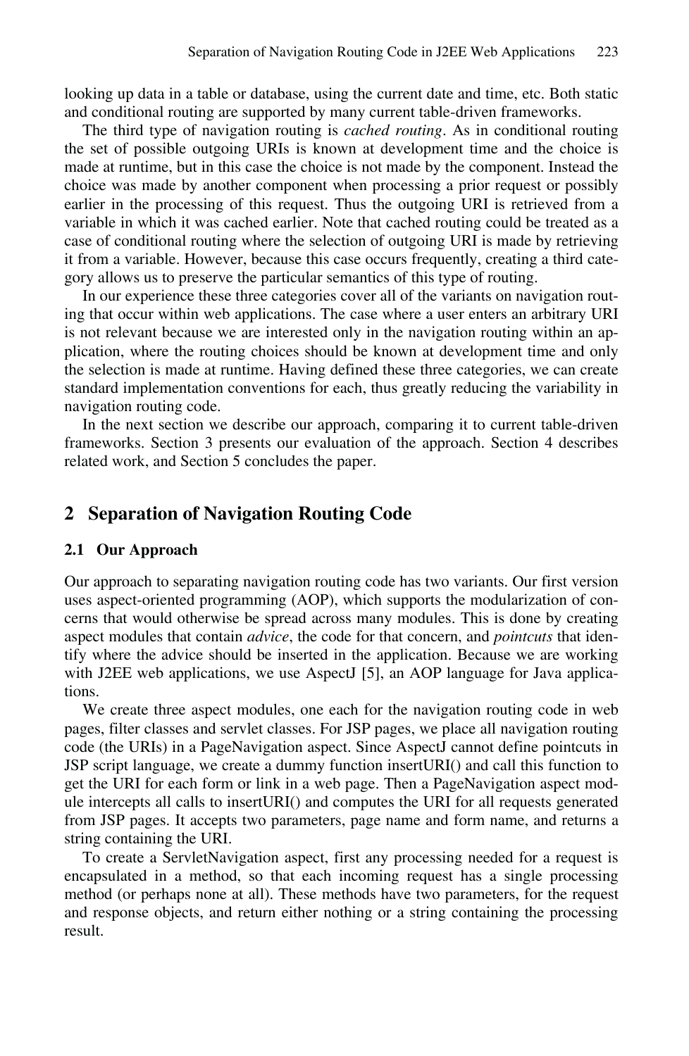looking up data in a table or database, using the current date and time, etc. Both static and conditional routing are supported by many current table-driven frameworks.

The third type of navigation routing is *cached routing*. As in conditional routing the set of possible outgoing URIs is known at development time and the choice is made at runtime, but in this case the choice is not made by the component. Instead the choice was made by another component when processing a prior request or possibly earlier in the processing of this request. Thus the outgoing URI is retrieved from a variable in which it was cached earlier. Note that cached routing could be treated as a case of conditional routing where the selection of outgoing URI is made by retrieving it from a variable. However, because this case occurs frequently, creating a third category allows us to preserve the particular semantics of this type of routing.

In our experience these three categories cover all of the variants on navigation routing that occur within web applications. The case where a user enters an arbitrary URI is not relevant because we are interested only in the navigation routing within an application, where the routing choices should be known at development time and only the selection is made at runtime. Having defined these three categories, we can create standard implementation conventions for each, thus greatly reducing the variability in navigation routing code.

In the next section we describe our approach, comparing it to current table-driven frameworks. Section 3 presents our evaluation of the approach. Section 4 describes related work, and Section 5 concludes the paper.

## 2 Separation of Navigation Routing Code

### 2.1 Our Approach

Our approach to separating navigation routing code has two variants. Our first version uses aspect-oriented programming (AOP), which supports the modularization of concerns that would otherwise be spread across many modules. This is done by creating aspect modules that contain *advice*, the code for that concern, and *pointcuts* that identify where the advice should be inserted in the application. Because we are working with J2EE web applications, we use AspectJ [5], an AOP language for Java applications.

We create three aspect modules, one each for the navigation routing code in web pages, filter classes and servlet classes. For JSP pages, we place all navigation routing code (the URIs) in a PageNavigation aspect. Since AspectJ cannot define pointcuts in JSP script language, we create a dummy function insertURI() and call this function to get the URI for each form or link in a web page. Then a PageNavigation aspect module intercepts all calls to insertURI() and computes the URI for all requests generated from JSP pages. It accepts two parameters, page name and form name, and returns a string containing the URI.

To create a ServletNavigation aspect, first any processing needed for a request is encapsulated in a method, so that each incoming request has a single processing method (or perhaps none at all). These methods have two parameters, for the request and response objects, and return either nothing or a string containing the processing result.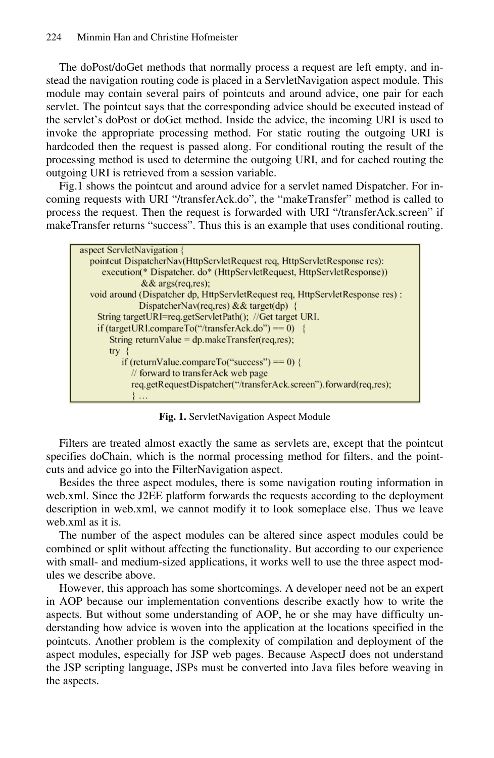The doPost/doGet methods that normally process a request are left empty, and instead the navigation routing code is placed in a ServletNavigation aspect module. This module may contain several pairs of pointcuts and around advice, one pair for each servlet. The pointcut says that the corresponding advice should be executed instead of the servlet's doPost or doGet method. Inside the advice, the incoming URI is used to invoke the appropriate processing method. For static routing the outgoing URI is hardcoded then the request is passed along. For conditional routing the result of the processing method is used to determine the outgoing URI, and for cached routing the outgoing URI is retrieved from a session variable.

Fig.1 shows the pointcut and around advice for a servlet named Dispatcher. For incoming requests with URI "/transferAck.do", the "makeTransfer" method is called to process the request. Then the request is forwarded with URI "/transferAck.screen" if makeTransfer returns "success". Thus this is an example that uses conditional routing.

```
aspect ServletNavigation {
   pointcut DispatcherNav(HttpServletRequest req, HttpServletResponse res):
      execution(* Dispatcher. do* (HttpServletRequest, HttpServletResponse))
               && args(req,res);
   void around (Dispatcher dp, HttpServletRequest req, HttpServletResponse res) :
               DispatcherNav(req,res) && target(dp)  {
      String targetURI=req.getServletPath();  //Get target URI.
      if (targetURI.compareTo("/transferAck.do") == 0)   {
         String returnValue = dp.makeTransfer(req,res);
         try  {
            if (returnValue.compareTo("success") == 0) {
               // forward to transferAck web page
               req.getRequestDispatcher("/transferAck.screen").forward(req,res);
               } ...
```

**Fig. 1.** ServletNavigation Aspect Module

Filters are treated almost exactly the same as servlets are, except that the pointcut specifies doChain, which is the normal processing method for filters, and the pointcuts and advice go into the FilterNavigation aspect.

Besides the three aspect modules, there is some navigation routing information in web.xml. Since the J2EE platform forwards the requests according to the deployment description in web.xml, we cannot modify it to look someplace else. Thus we leave web.xml as it is.

The number of the aspect modules can be altered since aspect modules could be combined or split without affecting the functionality. But according to our experience with small- and medium-sized applications, it works well to use the three aspect modules we describe above.

However, this approach has some shortcomings. A developer need not be an expert in AOP because our implementation conventions describe exactly how to write the aspects. But without some understanding of AOP, he or she may have difficulty understanding how advice is woven into the application at the locations specified in the pointcuts. Another problem is the complexity of compilation and deployment of the aspect modules, especially for JSP web pages. Because AspectJ does not understand the JSP scripting language, JSPs must be converted into Java files before weaving in the aspects.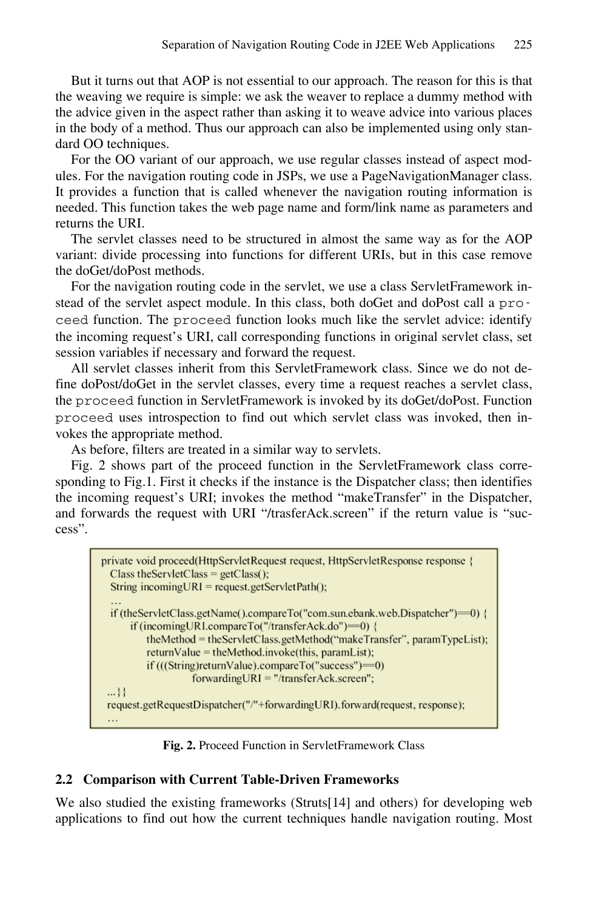But it turns out that AOP is not essential to our approach. The reason for this is that the weaving we require is simple: we ask the weaver to replace a dummy method with the advice given in the aspect rather than asking it to weave advice into various places in the body of a method. Thus our approach can also be implemented using only standard OO techniques.

For the OO variant of our approach, we use regular classes instead of aspect modules. For the navigation routing code in JSPs, we use a PageNavigationManager class. It provides a function that is called whenever the navigation routing information is needed. This function takes the web page name and form/link name as parameters and returns the URI.

The servlet classes need to be structured in almost the same way as for the AOP variant: divide processing into functions for different URIs, but in this case remove the doGet/doPost methods.

For the navigation routing code in the servlet, we use a class ServletFramework instead of the servlet aspect module. In this class, both doGet and doPost call a `proceed` function. The `proceed` function looks much like the servlet advice: identify the incoming request's URI, call corresponding functions in original servlet class, set session variables if necessary and forward the request.

All servlet classes inherit from this ServletFramework class. Since we do not define doPost/doGet in the servlet classes, every time a request reaches a servlet class, the `proceed` function in ServletFramework is invoked by its doGet/doPost. Function `proceed` uses introspection to find out which servlet class was invoked, then invokes the appropriate method.

As before, filters are treated in a similar way to servlets.

Fig. 2 shows part of the proceed function in the ServletFramework class corresponding to Fig.1. First it checks if the instance is the Dispatcher class; then identifies the incoming request's URI; invokes the method "makeTransfer" in the Dispatcher, and forwards the request with URI "/trasferAck.screen" if the return value is "success".

```
private void proceed(HttpServletRequest request, HttpServletResponse response {
   Class theServletClass = getClass();
   String incomingURI = request.getServletPath();
   …
   if (theServletClass.getName().compareTo("com.sun.ebank.web.Dispatcher")==0) {
        if (incomingURI.compareTo("/transferAck.do")==0) {
             theMethod = theServletClass.getMethod("makeTransfer", paramTypeList);
             returnValue = theMethod.invoke(this, paramList);
             if (((String)returnValue).compareTo("success")==0)
                       forwardingURI = "/transferAck.screen";
  ...}}
  request.getRequestDispatcher("/"+forwardingURI).forward(request, response);
  …
```

**Fig. 2.** Proceed Function in ServletFramework Class

### 2.2 Comparison with Current Table-Driven Frameworks

We also studied the existing frameworks (Struts[14] and others) for developing web applications to find out how the current techniques handle navigation routing. Most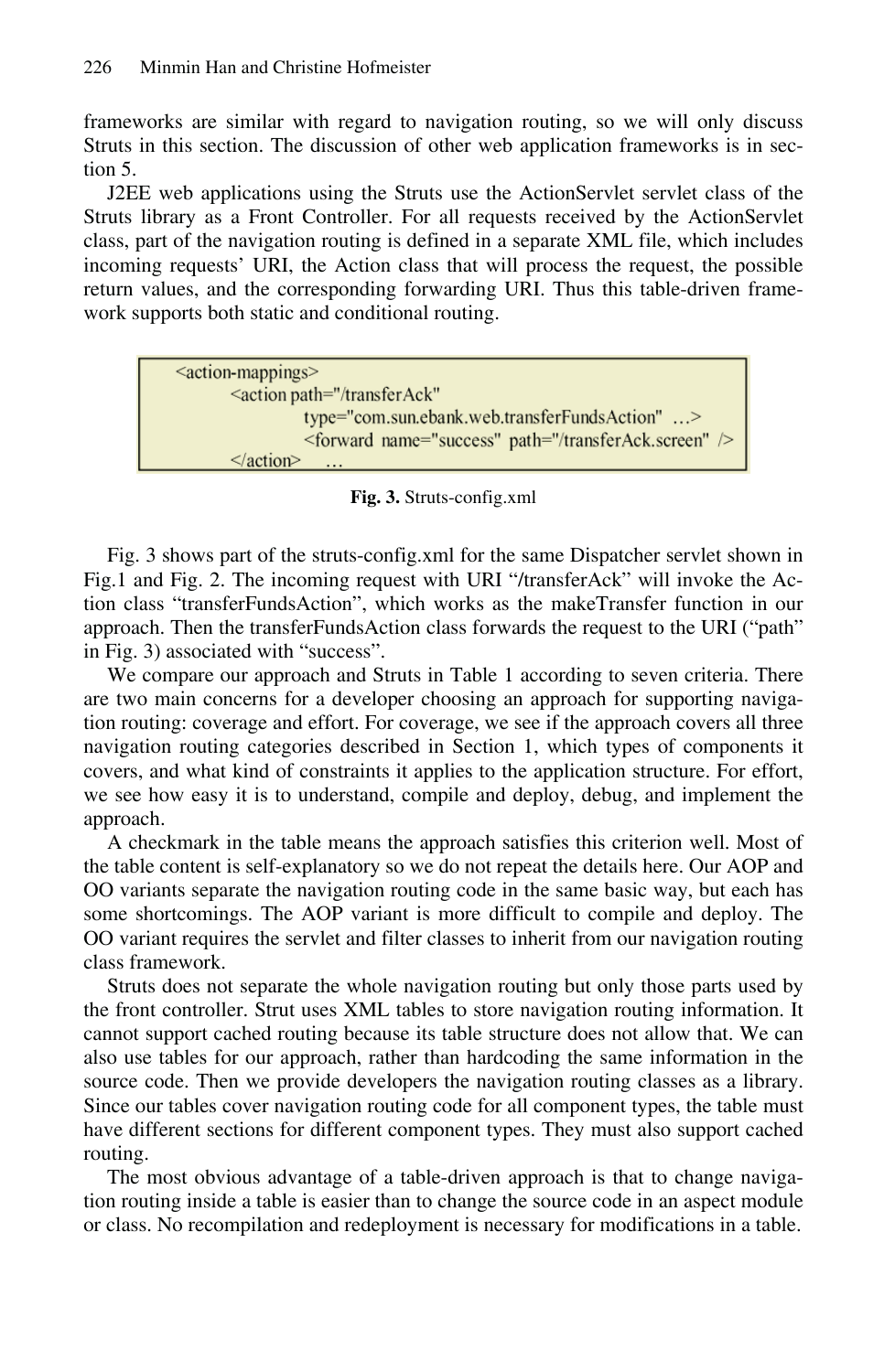frameworks are similar with regard to navigation routing, so we will only discuss Struts in this section. The discussion of other web application frameworks is in section 5.

J2EE web applications using the Struts use the ActionServlet servlet class of the Struts library as a Front Controller. For all requests received by the ActionServlet class, part of the navigation routing is defined in a separate XML file, which includes incoming requests' URI, the Action class that will process the request, the possible return values, and the corresponding forwarding URI. Thus this table-driven framework supports both static and conditional routing.

```
<action-mappings>
        <action path="/transferAck"
                type="com.sun.ebank.web.transferFundsAction"  …>
                <forward  name="success"  path="/transferAck.screen"  />
        </action>    …
```

**Fig. 3.** Struts-config.xml

Fig. 3 shows part of the struts-config.xml for the same Dispatcher servlet shown in Fig.1 and Fig. 2. The incoming request with URI "/transferAck" will invoke the Action class "transferFundsAction", which works as the makeTransfer function in our approach. Then the transferFundsAction class forwards the request to the URI ("path" in Fig. 3) associated with "success".

We compare our approach and Struts in Table 1 according to seven criteria. There are two main concerns for a developer choosing an approach for supporting navigation routing: coverage and effort. For coverage, we see if the approach covers all three navigation routing categories described in Section 1, which types of components it covers, and what kind of constraints it applies to the application structure. For effort, we see how easy it is to understand, compile and deploy, debug, and implement the approach.

A checkmark in the table means the approach satisfies this criterion well. Most of the table content is self-explanatory so we do not repeat the details here. Our AOP and OO variants separate the navigation routing code in the same basic way, but each has some shortcomings. The AOP variant is more difficult to compile and deploy. The OO variant requires the servlet and filter classes to inherit from our navigation routing class framework.

Struts does not separate the whole navigation routing but only those parts used by the front controller. Strut uses XML tables to store navigation routing information. It cannot support cached routing because its table structure does not allow that. We can also use tables for our approach, rather than hardcoding the same information in the source code. Then we provide developers the navigation routing classes as a library. Since our tables cover navigation routing code for all component types, the table must have different sections for different component types. They must also support cached routing.

The most obvious advantage of a table-driven approach is that to change navigation routing inside a table is easier than to change the source code in an aspect module or class. No recompilation and redeployment is necessary for modifications in a table.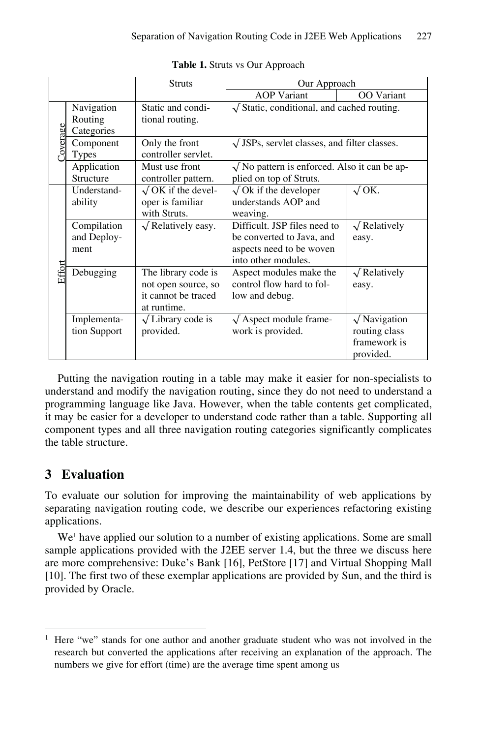**Table 1.** Struts vs Our Approach

| | | Struts | Our Approach | |
|---|---|---|---|---|
| | | | AOP Variant | OO Variant |
| Coverage | Navigation Routing Categories | Static and conditional routing. | √ Static, conditional, and cached routing. | |
| | Component Types | Only the front controller servlet. | √ JSPs, servlet classes, and filter classes. | |
| | Application Structure | Must use front controller pattern. | √ No pattern is enforced. Also it can be applied on top of Struts. | |
| Effort | Understandability | √ OK if the developer is familiar with Struts. | √ Ok if the developer understands AOP and weaving. | √ OK. |
| | Compilation and Deployment | √ Relatively easy. | Difficult. JSP files need to be converted to Java, and aspects need to be woven into other modules. | √ Relatively easy. |
| | Debugging | The library code is not open source, so it cannot be traced at runtime. | Aspect modules make the control flow hard to follow and debug. | √ Relatively easy. |
| | Implementation Support | √ Library code is provided. | √ Aspect module framework is provided. | √ Navigation routing class framework is provided. |

Putting the navigation routing in a table may make it easier for non-specialists to understand and modify the navigation routing, since they do not need to understand a programming language like Java. However, when the table contents get complicated, it may be easier for a developer to understand code rather than a table. Supporting all component types and all three navigation routing categories significantly complicates the table structure.

## 3 Evaluation

To evaluate our solution for improving the maintainability of web applications by separating navigation routing code, we describe our experiences refactoring existing applications.

We[1] have applied our solution to a number of existing applications. Some are small sample applications provided with the J2EE server 1.4, but the three we discuss here are more comprehensive: Duke's Bank [16], PetStore [17] and Virtual Shopping Mall [10]. The first two of these exemplar applications are provided by Sun, and the third is provided by Oracle.

---

[1] Here "we" stands for one author and another graduate student who was not involved in the research but converted the applications after receiving an explanation of the approach. The numbers we give for effort (time) are the average time spent among us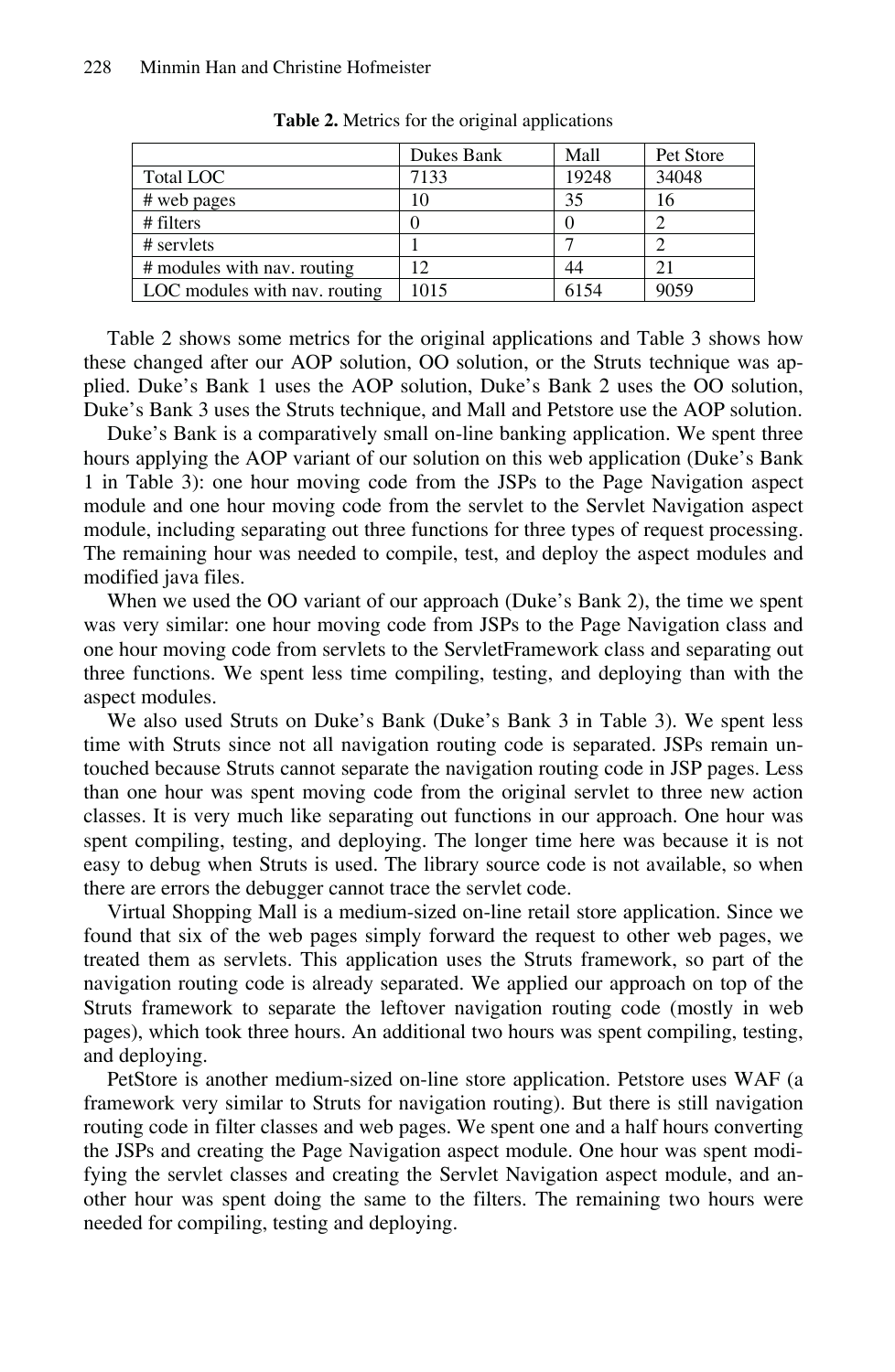**Table 2.** Metrics for the original applications

| | Dukes Bank | Mall | Pet Store |
|---|---|---|---|
| Total LOC | 7133 | 19248 | 34048 |
| # web pages | 10 | 35 | 16 |
| # filters | 0 | 0 | 2 |
| # servlets | 1 | 7 | 2 |
| # modules with nav. routing | 12 | 44 | 21 |
| LOC modules with nav. routing | 1015 | 6154 | 9059 |

Table 2 shows some metrics for the original applications and Table 3 shows how these changed after our AOP solution, OO solution, or the Struts technique was applied. Duke's Bank 1 uses the AOP solution, Duke's Bank 2 uses the OO solution, Duke's Bank 3 uses the Struts technique, and Mall and Petstore use the AOP solution.

Duke's Bank is a comparatively small on-line banking application. We spent three hours applying the AOP variant of our solution on this web application (Duke's Bank 1 in Table 3): one hour moving code from the JSPs to the Page Navigation aspect module and one hour moving code from the servlet to the Servlet Navigation aspect module, including separating out three functions for three types of request processing. The remaining hour was needed to compile, test, and deploy the aspect modules and modified java files.

When we used the OO variant of our approach (Duke's Bank 2), the time we spent was very similar: one hour moving code from JSPs to the Page Navigation class and one hour moving code from servlets to the ServletFramework class and separating out three functions. We spent less time compiling, testing, and deploying than with the aspect modules.

We also used Struts on Duke's Bank (Duke's Bank 3 in Table 3). We spent less time with Struts since not all navigation routing code is separated. JSPs remain untouched because Struts cannot separate the navigation routing code in JSP pages. Less than one hour was spent moving code from the original servlet to three new action classes. It is very much like separating out functions in our approach. One hour was spent compiling, testing, and deploying. The longer time here was because it is not easy to debug when Struts is used. The library source code is not available, so when there are errors the debugger cannot trace the servlet code.

Virtual Shopping Mall is a medium-sized on-line retail store application. Since we found that six of the web pages simply forward the request to other web pages, we treated them as servlets. This application uses the Struts framework, so part of the navigation routing code is already separated. We applied our approach on top of the Struts framework to separate the leftover navigation routing code (mostly in web pages), which took three hours. An additional two hours was spent compiling, testing, and deploying.

PetStore is another medium-sized on-line store application. Petstore uses WAF (a framework very similar to Struts for navigation routing). But there is still navigation routing code in filter classes and web pages. We spent one and a half hours converting the JSPs and creating the Page Navigation aspect module. One hour was spent modifying the servlet classes and creating the Servlet Navigation aspect module, and another hour was spent doing the same to the filters. The remaining two hours were needed for compiling, testing and deploying.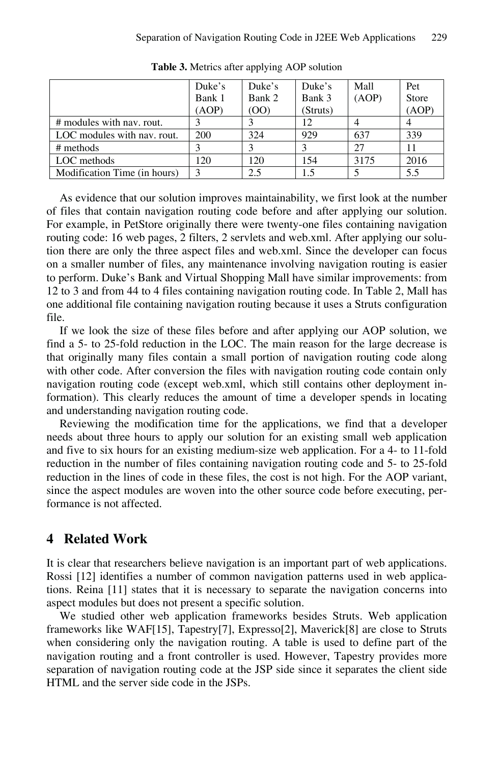**Table 3.** Metrics after applying AOP solution

| | Duke's Bank 1 (AOP) | Duke's Bank 2 (OO) | Duke's Bank 3 (Struts) | Mall (AOP) | Pet Store (AOP) |
|---|---|---|---|---|---|
| # modules with nav. rout. | 3 | 3 | 12 | 4 | 4 |
| LOC modules with nav. rout. | 200 | 324 | 929 | 637 | 339 |
| # methods | 3 | 3 | 3 | 27 | 11 |
| LOC methods | 120 | 120 | 154 | 3175 | 2016 |
| Modification Time (in hours) | 3 | 2.5 | 1.5 | 5 | 5.5 |

As evidence that our solution improves maintainability, we first look at the number of files that contain navigation routing code before and after applying our solution. For example, in PetStore originally there were twenty-one files containing navigation routing code: 16 web pages, 2 filters, 2 servlets and web.xml. After applying our solution there are only the three aspect files and web.xml. Since the developer can focus on a smaller number of files, any maintenance involving navigation routing is easier to perform. Duke's Bank and Virtual Shopping Mall have similar improvements: from 12 to 3 and from 44 to 4 files containing navigation routing code. In Table 2, Mall has one additional file containing navigation routing because it uses a Struts configuration file.

If we look the size of these files before and after applying our AOP solution, we find a 5- to 25-fold reduction in the LOC. The main reason for the large decrease is that originally many files contain a small portion of navigation routing code along with other code. After conversion the files with navigation routing code contain only navigation routing code (except web.xml, which still contains other deployment information). This clearly reduces the amount of time a developer spends in locating and understanding navigation routing code.

Reviewing the modification time for the applications, we find that a developer needs about three hours to apply our solution for an existing small web application and five to six hours for an existing medium-size web application. For a 4- to 11-fold reduction in the number of files containing navigation routing code and 5- to 25-fold reduction in the lines of code in these files, the cost is not high. For the AOP variant, since the aspect modules are woven into the other source code before executing, performance is not affected.

## 4 Related Work

It is clear that researchers believe navigation is an important part of web applications. Rossi [12] identifies a number of common navigation patterns used in web applications. Reina [11] states that it is necessary to separate the navigation concerns into aspect modules but does not present a specific solution.

We studied other web application frameworks besides Struts. Web application frameworks like WAF[15], Tapestry[7], Expresso[2], Maverick[8] are close to Struts when considering only the navigation routing. A table is used to define part of the navigation routing and a front controller is used. However, Tapestry provides more separation of navigation routing code at the JSP side since it separates the client side HTML and the server side code in the JSPs.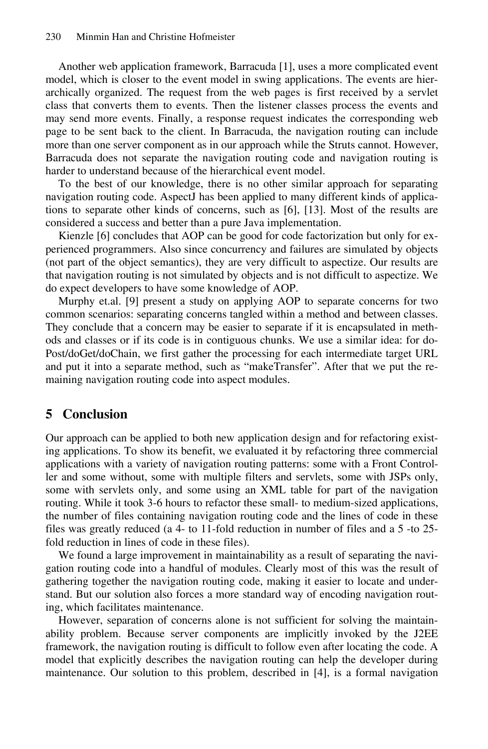Another web application framework, Barracuda [1], uses a more complicated event model, which is closer to the event model in swing applications. The events are hierarchically organized. The request from the web pages is first received by a servlet class that converts them to events. Then the listener classes process the events and may send more events. Finally, a response request indicates the corresponding web page to be sent back to the client. In Barracuda, the navigation routing can include more than one server component as in our approach while the Struts cannot. However, Barracuda does not separate the navigation routing code and navigation routing is harder to understand because of the hierarchical event model.

To the best of our knowledge, there is no other similar approach for separating navigation routing code. AspectJ has been applied to many different kinds of applications to separate other kinds of concerns, such as [6], [13]. Most of the results are considered a success and better than a pure Java implementation.

Kienzle [6] concludes that AOP can be good for code factorization but only for experienced programmers. Also since concurrency and failures are simulated by objects (not part of the object semantics), they are very difficult to aspectize. Our results are that navigation routing is not simulated by objects and is not difficult to aspectize. We do expect developers to have some knowledge of AOP.

Murphy et.al. [9] present a study on applying AOP to separate concerns for two common scenarios: separating concerns tangled within a method and between classes. They conclude that a concern may be easier to separate if it is encapsulated in methods and classes or if its code is in contiguous chunks. We use a similar idea: for doPost/doGet/doChain, we first gather the processing for each intermediate target URL and put it into a separate method, such as "makeTransfer". After that we put the remaining navigation routing code into aspect modules.

## 5 Conclusion

Our approach can be applied to both new application design and for refactoring existing applications. To show its benefit, we evaluated it by refactoring three commercial applications with a variety of navigation routing patterns: some with a Front Controller and some without, some with multiple filters and servlets, some with JSPs only, some with servlets only, and some using an XML table for part of the navigation routing. While it took 3-6 hours to refactor these small- to medium-sized applications, the number of files containing navigation routing code and the lines of code in these files was greatly reduced (a 4- to 11-fold reduction in number of files and a 5 -to 25-fold reduction in lines of code in these files).

We found a large improvement in maintainability as a result of separating the navigation routing code into a handful of modules. Clearly most of this was the result of gathering together the navigation routing code, making it easier to locate and understand. But our solution also forces a more standard way of encoding navigation routing, which facilitates maintenance.

However, separation of concerns alone is not sufficient for solving the maintainability problem. Because server components are implicitly invoked by the J2EE framework, the navigation routing is difficult to follow even after locating the code. A model that explicitly describes the navigation routing can help the developer during maintenance. Our solution to this problem, described in [4], is a formal navigation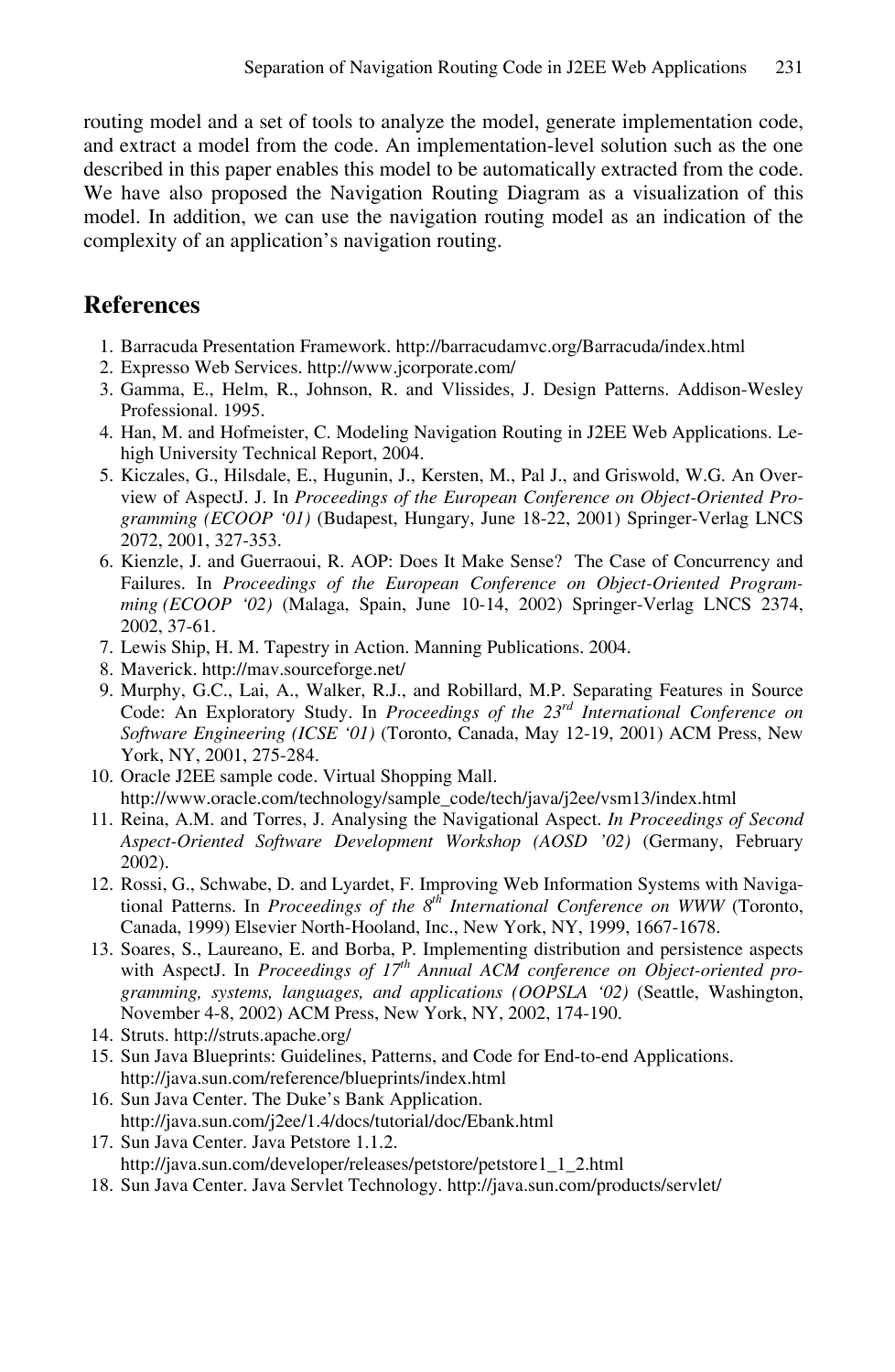routing model and a set of tools to analyze the model, generate implementation code, and extract a model from the code. An implementation-level solution such as the one described in this paper enables this model to be automatically extracted from the code. We have also proposed the Navigation Routing Diagram as a visualization of this model. In addition, we can use the navigation routing model as an indication of the complexity of an application's navigation routing.

## References

1. Barracuda Presentation Framework. http://barracudamvc.org/Barracuda/index.html
2. Expresso Web Services. http://www.jcorporate.com/
3. Gamma, E., Helm, R., Johnson, R. and Vlissides, J. Design Patterns. Addison-Wesley Professional. 1995.
4. Han, M. and Hofmeister, C. Modeling Navigation Routing in J2EE Web Applications. Lehigh University Technical Report, 2004.
5. Kiczales, G., Hilsdale, E., Hugunin, J., Kersten, M., Pal J., and Griswold, W.G. An Overview of AspectJ. J. In *Proceedings of the European Conference on Object-Oriented Programming (ECOOP '01)* (Budapest, Hungary, June 18-22, 2001) Springer-Verlag LNCS 2072, 2001, 327-353.
6. Kienzle, J. and Guerraoui, R. AOP: Does It Make Sense? The Case of Concurrency and Failures. In *Proceedings of the European Conference on Object-Oriented Programming (ECOOP '02)* (Malaga, Spain, June 10-14, 2002) Springer-Verlag LNCS 2374, 2002, 37-61.
7. Lewis Ship, H. M. Tapestry in Action. Manning Publications. 2004.
8. Maverick. http://mav.sourceforge.net/
9. Murphy, G.C., Lai, A., Walker, R.J., and Robillard, M.P. Separating Features in Source Code: An Exploratory Study. In *Proceedings of the 23rd International Conference on Software Engineering (ICSE '01)* (Toronto, Canada, May 12-19, 2001) ACM Press, New York, NY, 2001, 275-284.
10. Oracle J2EE sample code. Virtual Shopping Mall. http://www.oracle.com/technology/sample_code/tech/java/j2ee/vsm13/index.html
11. Reina, A.M. and Torres, J. Analysing the Navigational Aspect. *In Proceedings of Second Aspect-Oriented Software Development Workshop (AOSD '02)* (Germany, February 2002).
12. Rossi, G., Schwabe, D. and Lyardet, F. Improving Web Information Systems with Navigational Patterns. In *Proceedings of the 8th International Conference on WWW* (Toronto, Canada, 1999) Elsevier North-Hooland, Inc., New York, NY, 1999, 1667-1678.
13. Soares, S., Laureano, E. and Borba, P. Implementing distribution and persistence aspects with AspectJ. In *Proceedings of 17th Annual ACM conference on Object-oriented programming, systems, languages, and applications (OOPSLA '02)* (Seattle, Washington, November 4-8, 2002) ACM Press, New York, NY, 2002, 174-190.
14. Struts. http://struts.apache.org/
15. Sun Java Blueprints: Guidelines, Patterns, and Code for End-to-end Applications. http://java.sun.com/reference/blueprints/index.html
16. Sun Java Center. The Duke's Bank Application. http://java.sun.com/j2ee/1.4/docs/tutorial/doc/Ebank.html
17. Sun Java Center. Java Petstore 1.1.2. http://java.sun.com/developer/releases/petstore/petstore1_1_2.html
18. Sun Java Center. Java Servlet Technology. http://java.sun.com/products/servlet/